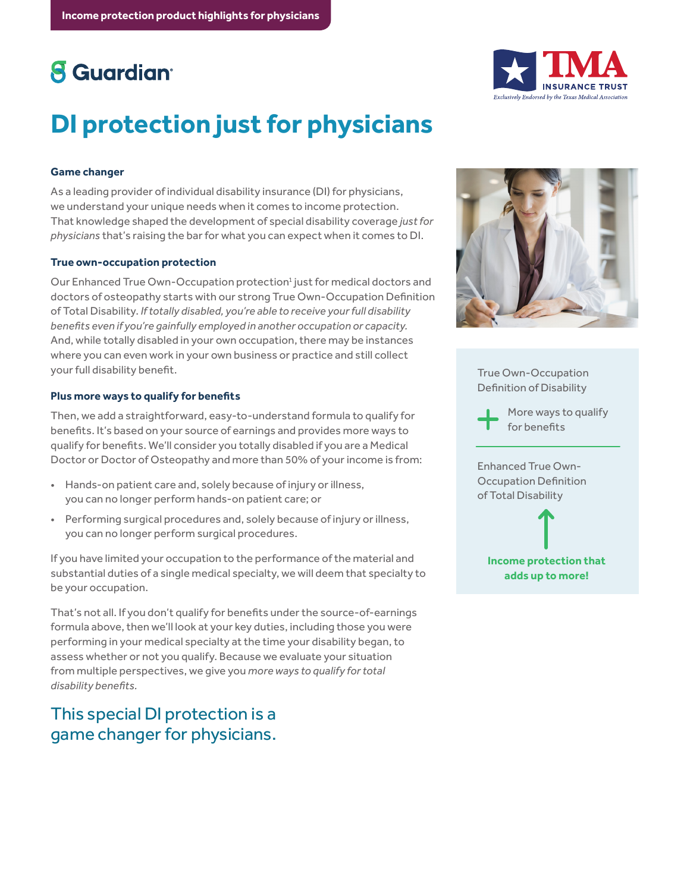Income protection product highlights for physicians

Guardian

TMA INSURANCE TRUST
*Exclusively Endorsed by the Texas Medical Association*

# DI protection just for physicians

### Game changer

As a leading provider of individual disability insurance (DI) for physicians, we understand your unique needs when it comes to income protection. That knowledge shaped the development of special disability coverage *just for physicians* that's raising the bar for what you can expect when it comes to DI.

### True own-occupation protection

Our Enhanced True Own-Occupation protection[1] just for medical doctors and doctors of osteopathy starts with our strong True Own-Occupation Definition of Total Disability. *If totally disabled, you're able to receive your full disability benefits even if you're gainfully employed in another occupation or capacity.* And, while totally disabled in your own occupation, there may be instances where you can even work in your own business or practice and still collect your full disability benefit.

### Plus more ways to qualify for benefits

Then, we add a straightforward, easy-to-understand formula to qualify for benefits. It's based on your source of earnings and provides more ways to qualify for benefits. We'll consider you totally disabled if you are a Medical Doctor or Doctor of Osteopathy and more than 50% of your income is from:

- Hands-on patient care and, solely because of injury or illness, you can no longer perform hands-on patient care; or
- Performing surgical procedures and, solely because of injury or illness, you can no longer perform surgical procedures.

If you have limited your occupation to the performance of the material and substantial duties of a single medical specialty, we will deem that specialty to be your occupation.

That's not all. If you don't qualify for benefits under the source-of-earnings formula above, then we'll look at your key duties, including those you were performing in your medical specialty at the time your disability began, to assess whether or not you qualify. Because we evaluate your situation from multiple perspectives, we give you *more ways to qualify for total disability benefits.*

## This special DI protection is a game changer for physicians.

True Own-Occupation Definition of Disability

\+ More ways to qualify for benefits

Enhanced True Own-Occupation Definition of Total Disability

**Income protection that adds up to more!**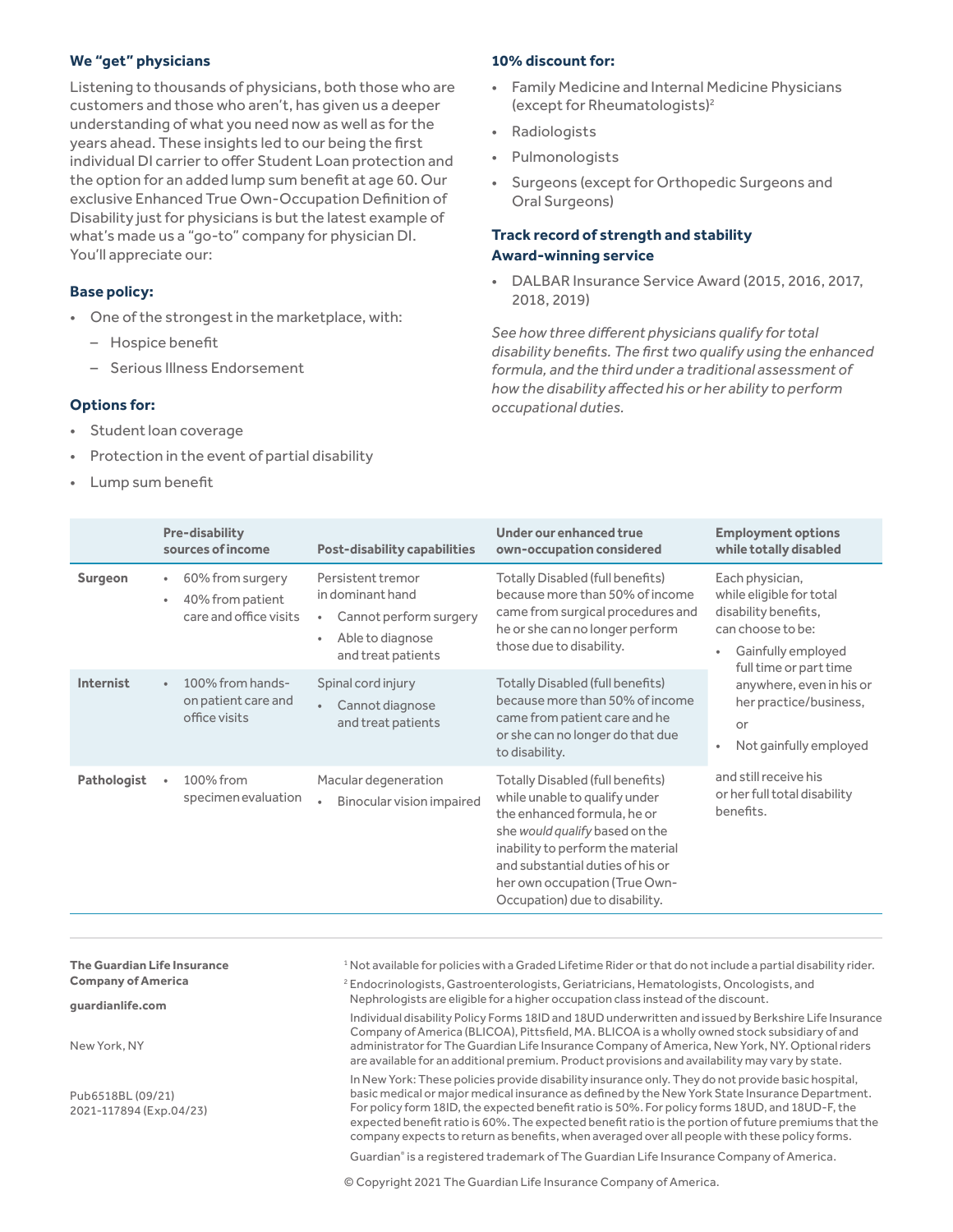### We "get" physicians

Listening to thousands of physicians, both those who are customers and those who aren't, has given us a deeper understanding of what you need now as well as for the years ahead. These insights led to our being the first individual DI carrier to offer Student Loan protection and the option for an added lump sum benefit at age 60. Our exclusive Enhanced True Own-Occupation Definition of Disability just for physicians is but the latest example of what's made us a "go-to" company for physician DI. You'll appreciate our:

### Base policy:

- One of the strongest in the marketplace, with:
  - Hospice benefit
  - Serious Illness Endorsement

### Options for:

- Student loan coverage
- Protection in the event of partial disability
- Lump sum benefit

### 10% discount for:

- Family Medicine and Internal Medicine Physicians (except for Rheumatologists)[2]
- Radiologists
- Pulmonologists
- Surgeons (except for Orthopedic Surgeons and Oral Surgeons)

### Track record of strength and stability

### Award-winning service

- DALBAR Insurance Service Award (2015, 2016, 2017, 2018, 2019)

*See how three different physicians qualify for total disability benefits. The first two qualify using the enhanced formula, and the third under a traditional assessment of how the disability affected his or her ability to perform occupational duties.*

| | Pre-disability sources of income | Post-disability capabilities | Under our enhanced true own-occupation considered | Employment options while totally disabled |
|---|---|---|---|---|
| **Surgeon** | • 60% from surgery<br>• 40% from patient care and office visits | Persistent tremor in dominant hand<br>• Cannot perform surgery<br>• Able to diagnose and treat patients | Totally Disabled (full benefits) because more than 50% of income came from surgical procedures and he or she can no longer perform those due to disability. | Each physician, while eligible for total disability benefits, can choose to be:<br>• Gainfully employed full time or part time anywhere, even in his or her practice/business,<br>or<br>• Not gainfully employed<br><br>and still receive his or her full total disability benefits. |
| **Internist** | • 100% from hands-on patient care and office visits | Spinal cord injury<br>• Cannot diagnose and treat patients | Totally Disabled (full benefits) because more than 50% of income came from patient care and he or she can no longer do that due to disability. | |
| **Pathologist** | • 100% from specimen evaluation | Macular degeneration<br>• Binocular vision impaired | Totally Disabled (full benefits) while unable to qualify under the enhanced formula, he or she *would qualify* based on the inability to perform the material and substantial duties of his or her own occupation (True Own-Occupation) due to disability. | |

**The Guardian Life Insurance Company of America**

**guardianlife.com**

New York, NY

Pub6518BL (09/21)
2021-117894 (Exp.04/23)

[1] Not available for policies with a Graded Lifetime Rider or that do not include a partial disability rider.

[2] Endocrinologists, Gastroenterologists, Geriatricians, Hematologists, Oncologists, and Nephrologists are eligible for a higher occupation class instead of the discount.

Individual disability Policy Forms 18ID and 18UD underwritten and issued by Berkshire Life Insurance Company of America (BLICOA), Pittsfield, MA. BLICOA is a wholly owned stock subsidiary of and administrator for The Guardian Life Insurance Company of America, New York, NY. Optional riders are available for an additional premium. Product provisions and availability may vary by state.

In New York: These policies provide disability insurance only. They do not provide basic hospital, basic medical or major medical insurance as defined by the New York State Insurance Department. For policy form 18ID, the expected benefit ratio is 50%. For policy forms 18UD, and 18UD-F, the expected benefit ratio is 60%. The expected benefit ratio is the portion of future premiums that the company expects to return as benefits, when averaged over all people with these policy forms.

Guardian® is a registered trademark of The Guardian Life Insurance Company of America.

© Copyright 2021 The Guardian Life Insurance Company of America.